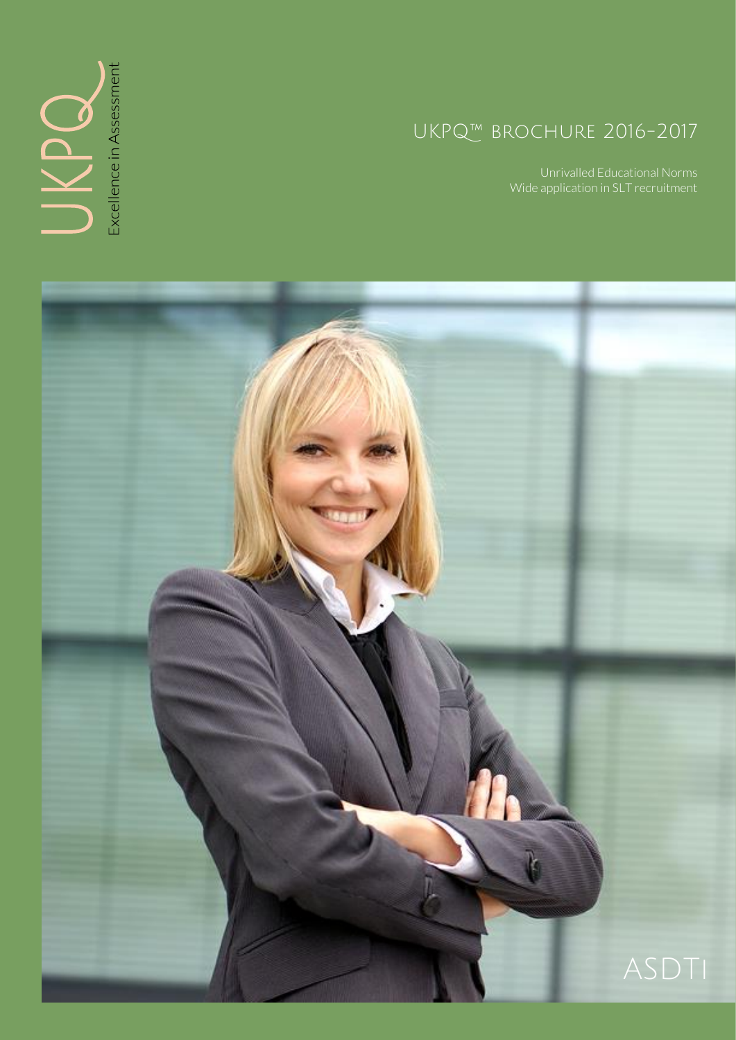UKPQ

Excellence in Assessment

# UKPQ™ BROCHURE 2016-2017

Unrivalled Educational Norms
Wide application in SLT recruitment

ASDTI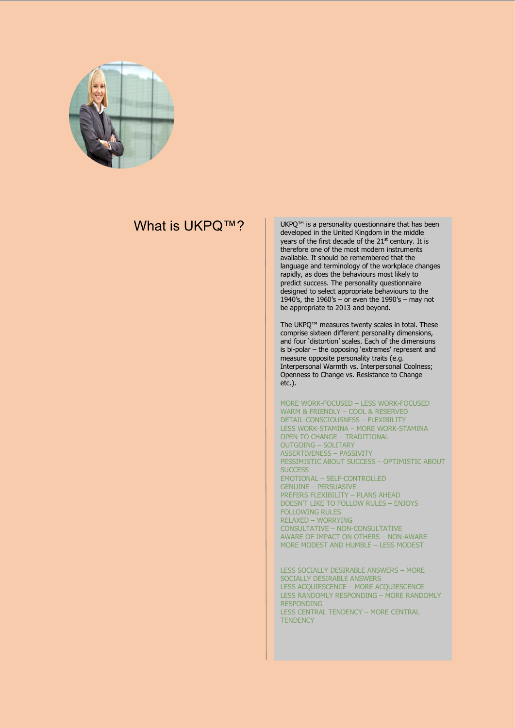## What is UKPQ™?

UKPQ™ is a personality questionnaire that has been developed in the United Kingdom in the middle years of the first decade of the 21st century. It is therefore one of the most modern instruments available. It should be remembered that the language and terminology of the workplace changes rapidly, as does the behaviours most likely to predict success. The personality questionnaire designed to select appropriate behaviours to the 1940's, the 1960's – or even the 1990's – may not be appropriate to 2013 and beyond.

The UKPQ™ measures twenty scales in total. These comprise sixteen different personality dimensions, and four 'distortion' scales. Each of the dimensions is bi-polar – the opposing 'extremes' represent and measure opposite personality traits (e.g. Interpersonal Warmth vs. Interpersonal Coolness; Openness to Change vs. Resistance to Change etc.).

MORE WORK-FOCUSED – LESS WORK-FOCUSED
WARM & FRIENDLY – COOL & RESERVED
DETAIL-CONSCIOUSNESS – FLEXIBILITY
LESS WORK-STAMINA – MORE WORK-STAMINA
OPEN TO CHANGE – TRADITIONAL
OUTGOING – SOLITARY
ASSERTIVENESS – PASSIVITY
PESSIMISTIC ABOUT SUCCESS – OPTIMISTIC ABOUT SUCCESS
EMOTIONAL – SELF-CONTROLLED
GENUINE – PERSUASIVE
PREFERS FLEXIBILITY – PLANS AHEAD
DOESN'T LIKE TO FOLLOW RULES – ENJOYS FOLLOWING RULES
RELAXED – WORRYING
CONSULTATIVE – NON-CONSULTATIVE
AWARE OF IMPACT ON OTHERS – NON-AWARE
MORE MODEST AND HUMBLE – LESS MODEST

LESS SOCIALLY DESIRABLE ANSWERS – MORE SOCIALLY DESIRABLE ANSWERS
LESS ACQUIESCENCE – MORE ACQUIESCENCE
LESS RANDOMLY RESPONDING – MORE RANDOMLY RESPONDING
LESS CENTRAL TENDENCY – MORE CENTRAL TENDENCY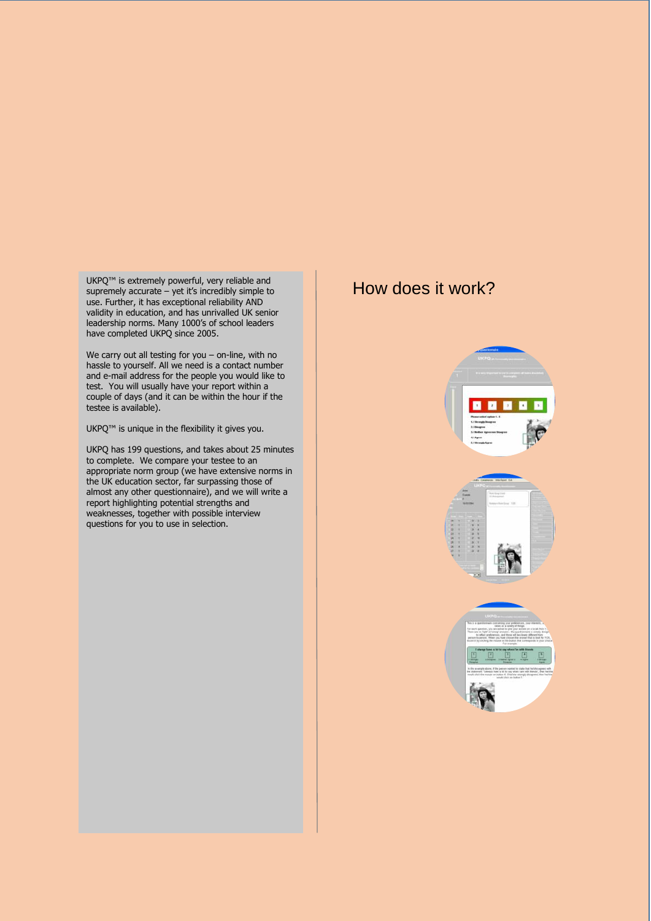UKPQ™ is extremely powerful, very reliable and supremely accurate – yet it's incredibly simple to use. Further, it has exceptional reliability AND validity in education, and has unrivalled UK senior leadership norms. Many 1000's of school leaders have completed UKPQ since 2005.

We carry out all testing for you – on-line, with no hassle to yourself. All we need is a contact number and e-mail address for the people you would like to test. You will usually have your report within a couple of days (and it can be within the hour if the testee is available).

UKPQ™ is unique in the flexibility it gives you.

UKPQ has 199 questions, and takes about 25 minutes to complete. We compare your testee to an appropriate norm group (we have extensive norms in the UK education sector, far surpassing those of almost any other questionnaire), and we will write a report highlighting potential strengths and weaknesses, together with possible interview questions for you to use in selection.

# How does it work?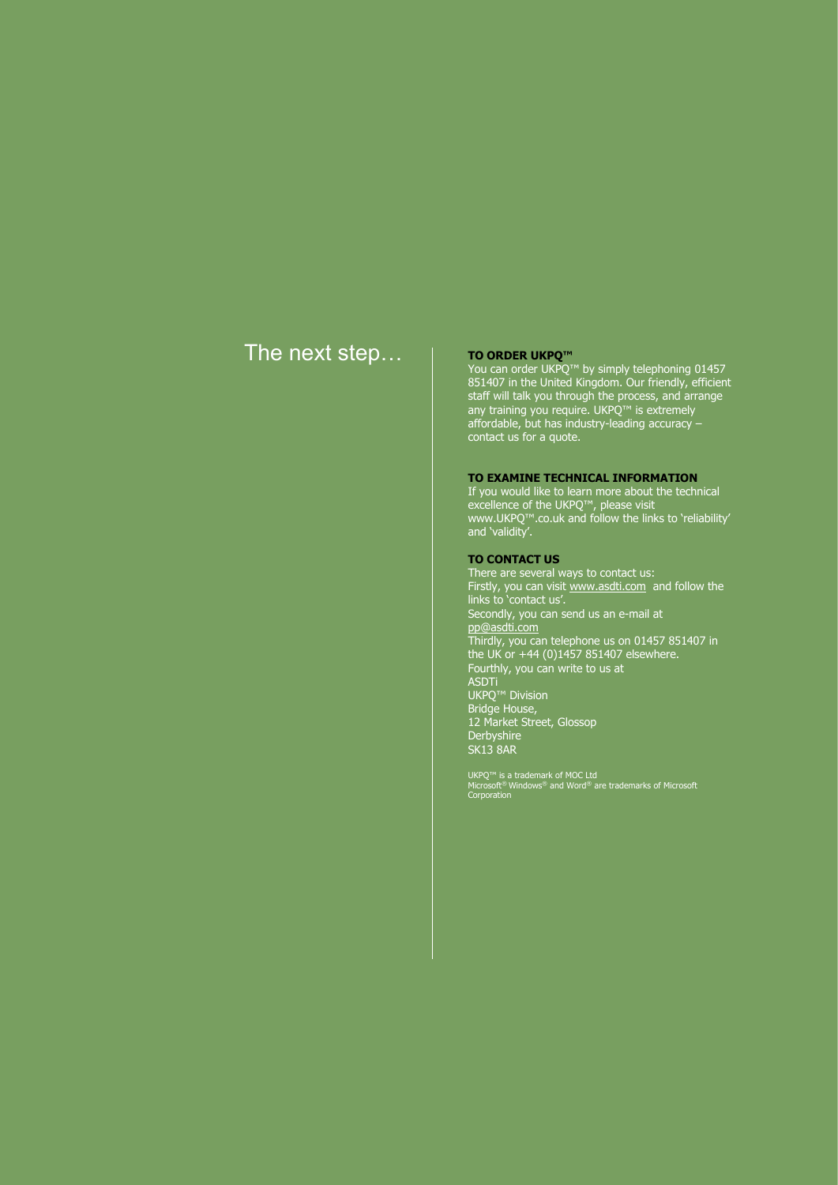# The next step…

**TO ORDER UKPQ™**

You can order UKPQ™ by simply telephoning 01457 851407 in the United Kingdom. Our friendly, efficient staff will talk you through the process, and arrange any training you require. UKPQ™ is extremely affordable, but has industry-leading accuracy – contact us for a quote.

**TO EXAMINE TECHNICAL INFORMATION**

If you would like to learn more about the technical excellence of the UKPQ™, please visit www.UKPQ™.co.uk and follow the links to 'reliability' and 'validity'.

**TO CONTACT US**

There are several ways to contact us:
Firstly, you can visit www.asdti.com and follow the links to 'contact us'.
Secondly, you can send us an e-mail at pp@asdti.com
Thirdly, you can telephone us on 01457 851407 in the UK or +44 (0)1457 851407 elsewhere.
Fourthly, you can write to us at
ASDTi
UKPQ™ Division
Bridge House,
12 Market Street, Glossop
Derbyshire
SK13 8AR

UKPQ™ is a trademark of MOC Ltd
Microsoft® Windows® and Word® are trademarks of Microsoft Corporation